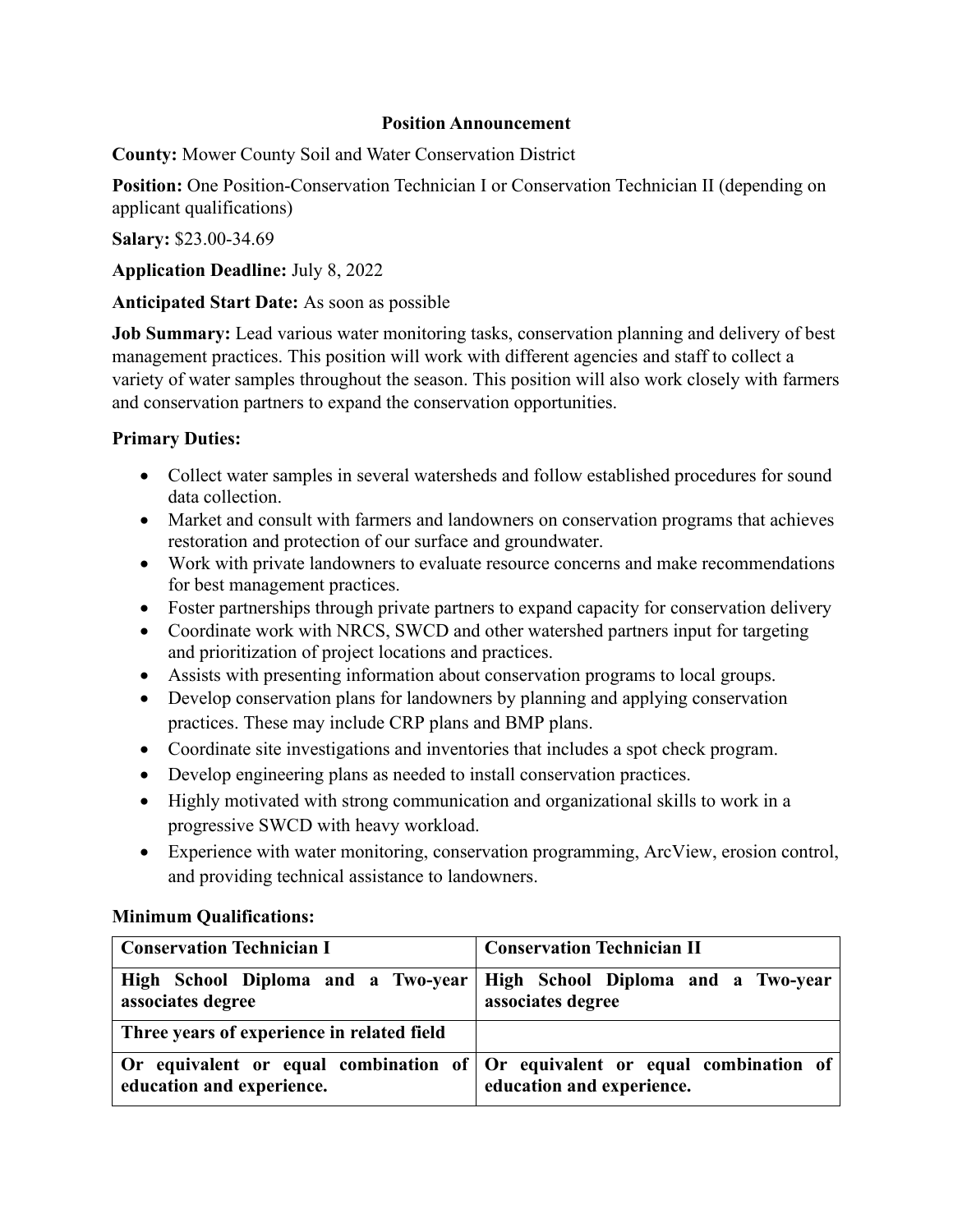# Position Announcement

**County:** Mower County Soil and Water Conservation District

**Position:** One Position-Conservation Technician I or Conservation Technician II (depending on applicant qualifications)

**Salary:** $23.00-34.69

**Application Deadline:** July 8, 2022

**Anticipated Start Date:** As soon as possible

**Job Summary:** Lead various water monitoring tasks, conservation planning and delivery of best management practices. This position will work with different agencies and staff to collect a variety of water samples throughout the season. This position will also work closely with farmers and conservation partners to expand the conservation opportunities.

**Primary Duties:**

- Collect water samples in several watersheds and follow established procedures for sound data collection.
- Market and consult with farmers and landowners on conservation programs that achieves restoration and protection of our surface and groundwater.
- Work with private landowners to evaluate resource concerns and make recommendations for best management practices.
- Foster partnerships through private partners to expand capacity for conservation delivery
- Coordinate work with NRCS, SWCD and other watershed partners input for targeting and prioritization of project locations and practices.
- Assists with presenting information about conservation programs to local groups.
- Develop conservation plans for landowners by planning and applying conservation practices. These may include CRP plans and BMP plans.
- Coordinate site investigations and inventories that includes a spot check program.
- Develop engineering plans as needed to install conservation practices.
- Highly motivated with strong communication and organizational skills to work in a progressive SWCD with heavy workload.
- Experience with water monitoring, conservation programming, ArcView, erosion control, and providing technical assistance to landowners.

**Minimum Qualifications:**

| Conservation Technician I | Conservation Technician II |
|---|---|
| **High School Diploma and a Two-year associates degree** | **High School Diploma and a Two-year associates degree** |
| **Three years of experience in related field** | |
| **Or equivalent or equal combination of education and experience.** | **Or equivalent or equal combination of education and experience.** |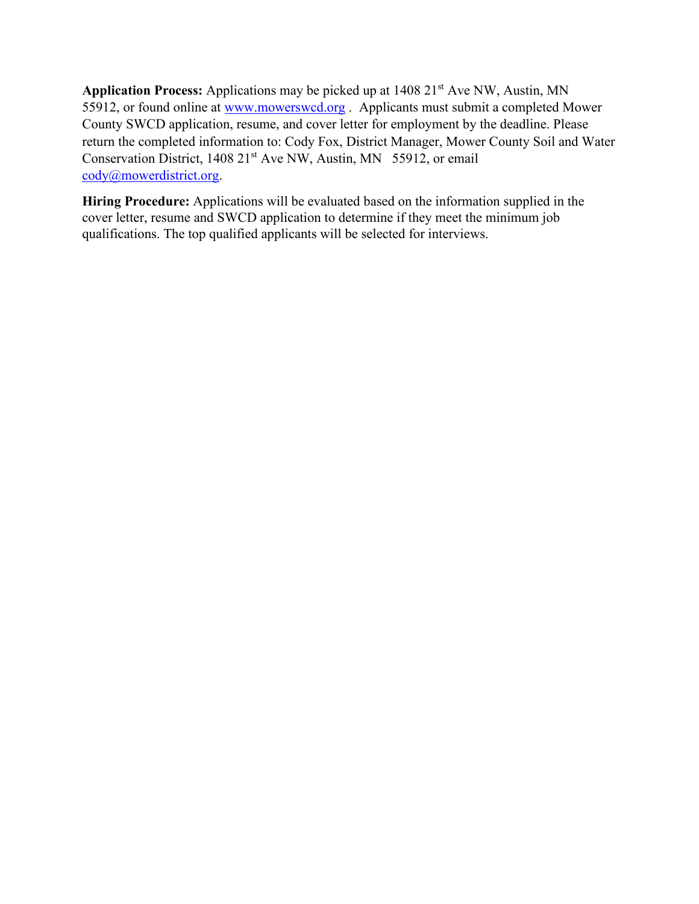**Application Process:** Applications may be picked up at 1408 21st Ave NW, Austin, MN 55912, or found online at [www.mowerswcd.org](http://www.mowerswcd.org) . Applicants must submit a completed Mower County SWCD application, resume, and cover letter for employment by the deadline. Please return the completed information to: Cody Fox, District Manager, Mower County Soil and Water Conservation District, 1408 21st Ave NW, Austin, MN 55912, or email [cody@mowerdistrict.org](mailto:cody@mowerdistrict.org).

**Hiring Procedure:** Applications will be evaluated based on the information supplied in the cover letter, resume and SWCD application to determine if they meet the minimum job qualifications. The top qualified applicants will be selected for interviews.